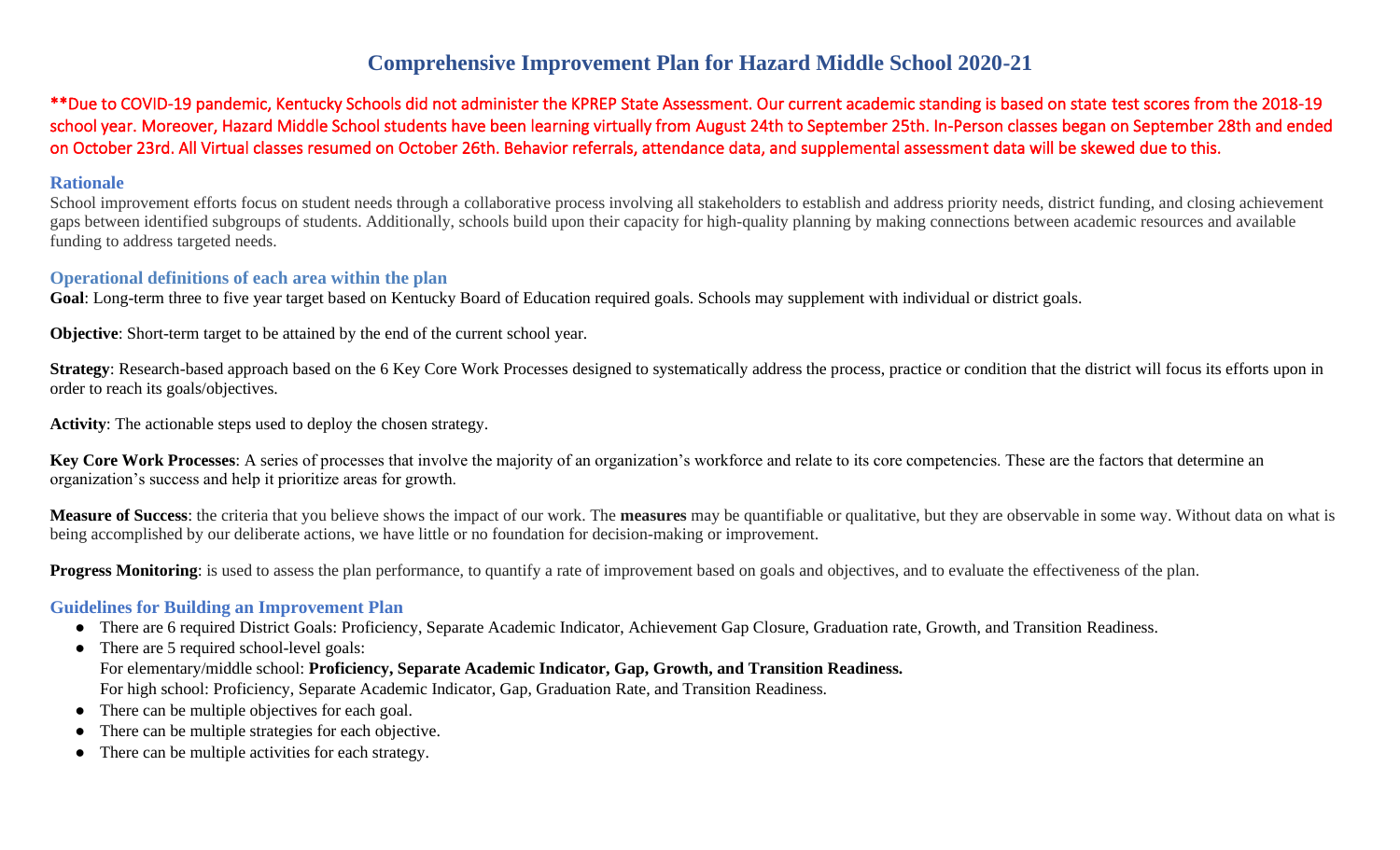# Comprehensive Improvement Plan for Hazard Middle School 2020-21

**Due to COVID-19 pandemic, Kentucky Schools did not administer the KPREP State Assessment. Our current academic standing is based on state test scores from the 2018-19 school year. Moreover, Hazard Middle School students have been learning virtually from August 24th to September 25th. In-Person classes began on September 28th and ended on October 23rd. All Virtual classes resumed on October 26th. Behavior referrals, attendance data, and supplemental assessment data will be skewed due to this.

## Rationale

School improvement efforts focus on student needs through a collaborative process involving all stakeholders to establish and address priority needs, district funding, and closing achievement gaps between identified subgroups of students. Additionally, schools build upon their capacity for high-quality planning by making connections between academic resources and available funding to address targeted needs.

## Operational definitions of each area within the plan

**Goal**: Long-term three to five year target based on Kentucky Board of Education required goals. Schools may supplement with individual or district goals.

**Objective**: Short-term target to be attained by the end of the current school year.

**Strategy**: Research-based approach based on the 6 Key Core Work Processes designed to systematically address the process, practice or condition that the district will focus its efforts upon in order to reach its goals/objectives.

**Activity**: The actionable steps used to deploy the chosen strategy.

**Key Core Work Processes**: A series of processes that involve the majority of an organization's workforce and relate to its core competencies. These are the factors that determine an organization's success and help it prioritize areas for growth.

**Measure of Success**: the criteria that you believe shows the impact of our work. The **measures** may be quantifiable or qualitative, but they are observable in some way. Without data on what is being accomplished by our deliberate actions, we have little or no foundation for decision-making or improvement.

**Progress Monitoring**: is used to assess the plan performance, to quantify a rate of improvement based on goals and objectives, and to evaluate the effectiveness of the plan.

## Guidelines for Building an Improvement Plan

- There are 6 required District Goals: Proficiency, Separate Academic Indicator, Achievement Gap Closure, Graduation rate, Growth, and Transition Readiness.
- There are 5 required school-level goals:
  For elementary/middle school: **Proficiency, Separate Academic Indicator, Gap, Growth, and Transition Readiness.**
  For high school: Proficiency, Separate Academic Indicator, Gap, Graduation Rate, and Transition Readiness.
- There can be multiple objectives for each goal.
- There can be multiple strategies for each objective.
- There can be multiple activities for each strategy.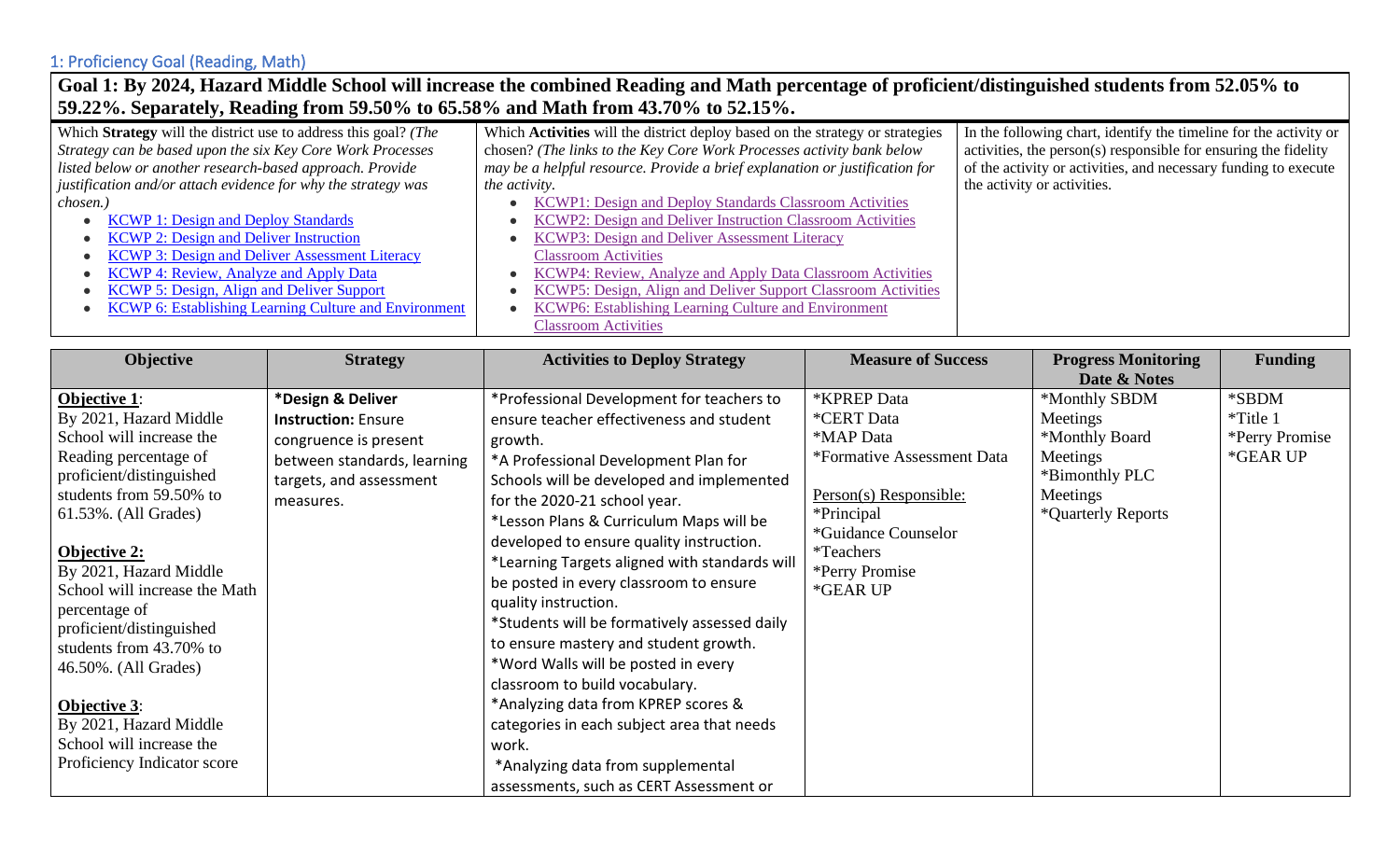## 1: Proficiency Goal (Reading, Math)

**Goal 1: By 2024, Hazard Middle School will increase the combined Reading and Math percentage of proficient/distinguished students from 52.05% to 59.22%. Separately, Reading from 59.50% to 65.58% and Math from 43.70% to 52.15%.**

| Which **Strategy** will the district use to address this goal? *(The Strategy can be based upon the six Key Core Work Processes listed below or another research-based approach. Provide justification and/or attach evidence for why the strategy was chosen.)* | Which **Activities** will the district deploy based on the strategy or strategies chosen? *(The links to the Key Core Work Processes activity bank below may be a helpful resource. Provide a brief explanation or justification for the activity.* | In the following chart, identify the timeline for the activity or activities, the person(s) responsible for ensuring the fidelity of the activity or activities, and necessary funding to execute the activity or activities. |
|---|---|---|
| • KCWP 1: Design and Deploy Standards<br>• KCWP 2: Design and Deliver Instruction<br>• KCWP 3: Design and Deliver Assessment Literacy<br>• KCWP 4: Review, Analyze and Apply Data<br>• KCWP 5: Design, Align and Deliver Support<br>• KCWP 6: Establishing Learning Culture and Environment | • KCWP1: Design and Deploy Standards Classroom Activities<br>• KCWP2: Design and Deliver Instruction Classroom Activities<br>• KCWP3: Design and Deliver Assessment Literacy Classroom Activities<br>• KCWP4: Review, Analyze and Apply Data Classroom Activities<br>• KCWP5: Design, Align and Deliver Support Classroom Activities<br>• KCWP6: Establishing Learning Culture and Environment Classroom Activities | |

| Objective | Strategy | Activities to Deploy Strategy | Measure of Success | Progress Monitoring Date & Notes | Funding |
|---|---|---|---|---|---|
| **Objective 1**:<br>By 2021, Hazard Middle School will increase the Reading percentage of proficient/distinguished students from 59.50% to 61.53%. (All Grades)<br><br>**Objective 2:**<br>By 2021, Hazard Middle School will increase the Math percentage of proficient/distinguished students from 43.70% to 46.50%. (All Grades)<br><br>**Objective 3**:<br>By 2021, Hazard Middle School will increase the Proficiency Indicator score | ***Design & Deliver Instruction:** Ensure congruence is present between standards, learning targets, and assessment measures. | *Professional Development for teachers to ensure teacher effectiveness and student growth.<br>*A Professional Development Plan for Schools will be developed and implemented for the 2020-21 school year.<br>*Lesson Plans & Curriculum Maps will be developed to ensure quality instruction.<br>*Learning Targets aligned with standards will be posted in every classroom to ensure quality instruction.<br>*Students will be formatively assessed daily to ensure mastery and student growth.<br>*Word Walls will be posted in every classroom to build vocabulary.<br>*Analyzing data from KPREP scores & categories in each subject area that needs work.<br>*Analyzing data from supplemental assessments, such as CERT Assessment or | *KPREP Data<br>*CERT Data<br>*MAP Data<br>*Formative Assessment Data<br><br>Person(s) Responsible:<br>*Principal<br>*Guidance Counselor<br>*Teachers<br>*Perry Promise<br>*GEAR UP | *Monthly SBDM Meetings<br>*Monthly Board Meetings<br>*Bimonthly PLC Meetings<br>*Quarterly Reports | *SBDM<br>*Title 1<br>*Perry Promise<br>*GEAR UP |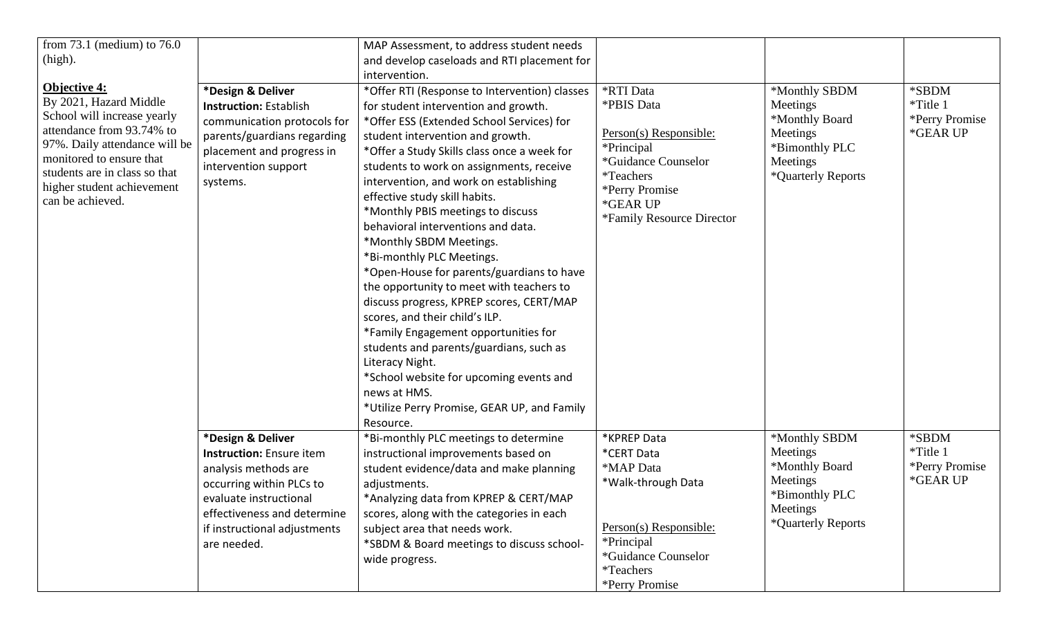| | | | | | |
|---|---|---|---|---|---|
| from 73.1 (medium) to 76.0 (high). | | MAP Assessment, to address student needs and develop caseloads and RTI placement for intervention. | | | |
| **Objective 4:**<br>By 2021, Hazard Middle School will increase yearly attendance from 93.74% to 97%. Daily attendance will be monitored to ensure that students are in class so that higher student achievement can be achieved. | ***Design & Deliver Instruction:** Establish communication protocols for parents/guardians regarding placement and progress in intervention support systems. | *Offer RTI (Response to Intervention) classes for student intervention and growth.<br>*Offer ESS (Extended School Services) for student intervention and growth.<br>*Offer a Study Skills class once a week for students to work on assignments, receive intervention, and work on establishing effective study skill habits.<br>*Monthly PBIS meetings to discuss behavioral interventions and data.<br>*Monthly SBDM Meetings.<br>*Bi-monthly PLC Meetings.<br>*Open-House for parents/guardians to have the opportunity to meet with teachers to discuss progress, KPREP scores, CERT/MAP scores, and their child's ILP.<br>*Family Engagement opportunities for students and parents/guardians, such as Literacy Night.<br>*School website for upcoming events and news at HMS.<br>*Utilize Perry Promise, GEAR UP, and Family Resource. | *RTI Data<br>*PBIS Data<br><br>Person(s) Responsible:<br>*Principal<br>*Guidance Counselor<br>*Teachers<br>*Perry Promise<br>*GEAR UP<br>*Family Resource Director | *Monthly SBDM Meetings<br>*Monthly Board Meetings<br>*Bimonthly PLC Meetings<br>*Quarterly Reports | *SBDM<br>*Title 1<br>*Perry Promise<br>*GEAR UP |
| | ***Design & Deliver Instruction:** Ensure item analysis methods are occurring within PLCs to evaluate instructional effectiveness and determine if instructional adjustments are needed. | *Bi-monthly PLC meetings to determine instructional improvements based on student evidence/data and make planning adjustments.<br>*Analyzing data from KPREP & CERT/MAP scores, along with the categories in each subject area that needs work.<br>*SBDM & Board meetings to discuss school-wide progress. | *KPREP Data<br>*CERT Data<br>*MAP Data<br>*Walk-through Data<br><br>Person(s) Responsible:<br>*Principal<br>*Guidance Counselor<br>*Teachers<br>*Perry Promise | *Monthly SBDM Meetings<br>*Monthly Board Meetings<br>*Bimonthly PLC Meetings<br>*Quarterly Reports | *SBDM<br>*Title 1<br>*Perry Promise<br>*GEAR UP |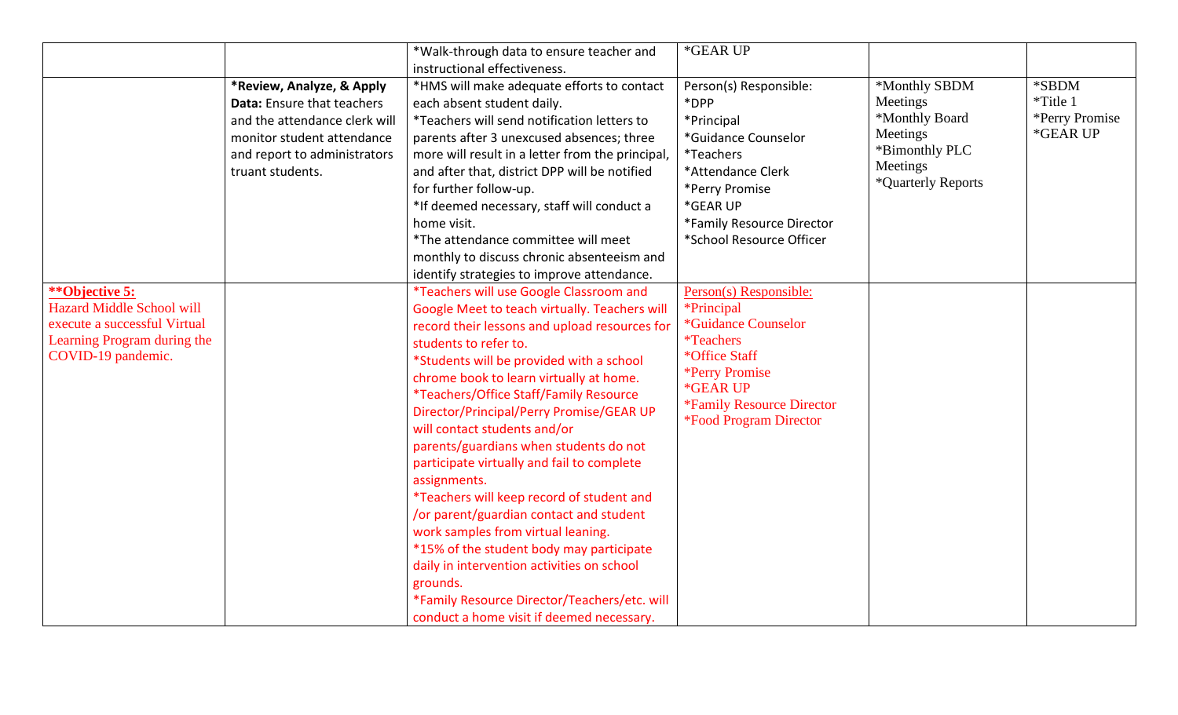| | | | | | |
|---|---|---|---|---|---|
| | | *Walk-through data to ensure teacher and instructional effectiveness. | *GEAR UP | | |
| | **\*Review, Analyze, & Apply Data:** Ensure that teachers and the attendance clerk will monitor student attendance and report to administrators truant students. | *HMS will make adequate efforts to contact each absent student daily.<br>*Teachers will send notification letters to parents after 3 unexcused absences; three more will result in a letter from the principal, and after that, district DPP will be notified for further follow-up.<br>*If deemed necessary, staff will conduct a home visit.<br>*The attendance committee will meet monthly to discuss chronic absenteeism and identify strategies to improve attendance. | Person(s) Responsible:<br>*DPP<br>*Principal<br>*Guidance Counselor<br>*Teachers<br>*Attendance Clerk<br>*Perry Promise<br>*GEAR UP<br>*Family Resource Director<br>*School Resource Officer | *Monthly SBDM Meetings<br>*Monthly Board Meetings<br>*Bimonthly PLC Meetings<br>*Quarterly Reports | *SBDM<br>*Title 1<br>*Perry Promise<br>*GEAR UP |
| **\*\*Objective 5:**<br>Hazard Middle School will execute a successful Virtual Learning Program during the COVID-19 pandemic. | | *Teachers will use Google Classroom and Google Meet to teach virtually. Teachers will record their lessons and upload resources for students to refer to.<br>*Students will be provided with a school chrome book to learn virtually at home.<br>*Teachers/Office Staff/Family Resource Director/Principal/Perry Promise/GEAR UP will contact students and/or parents/guardians when students do not participate virtually and fail to complete assignments.<br>*Teachers will keep record of student and /or parent/guardian contact and student work samples from virtual leaning.<br>*15% of the student body may participate daily in intervention activities on school grounds.<br>*Family Resource Director/Teachers/etc. will conduct a home visit if deemed necessary. | Person(s) Responsible:<br>*Principal<br>*Guidance Counselor<br>*Teachers<br>*Office Staff<br>*Perry Promise<br>*GEAR UP<br>*Family Resource Director<br>*Food Program Director | | |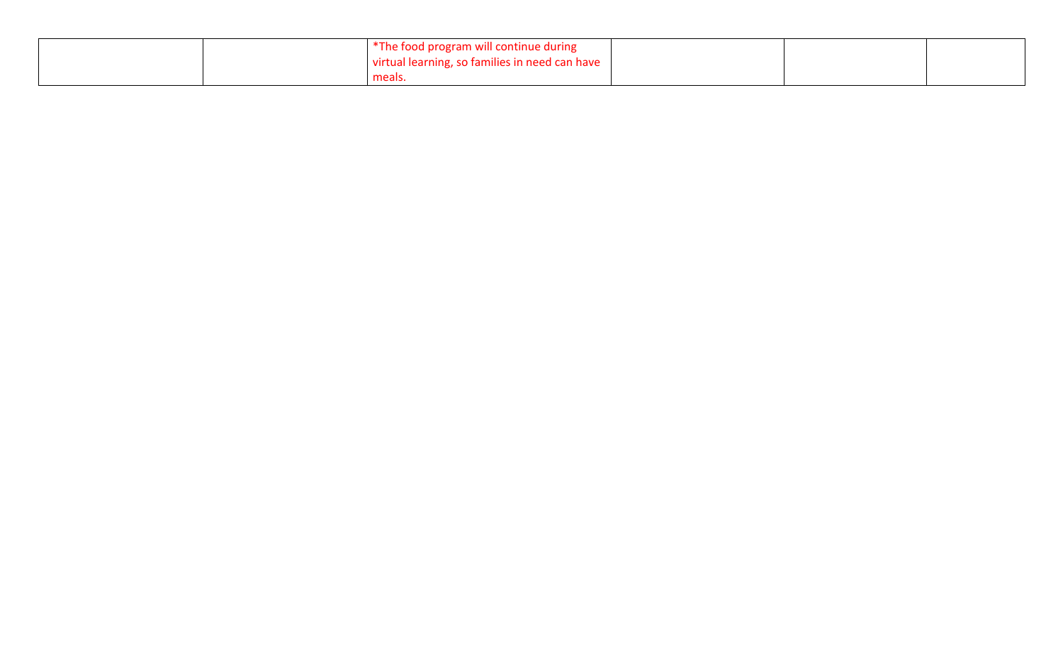| | | | | | |
|---|---|---|---|---|---|
| | | *The food program will continue during virtual learning, so families in need can have meals. | | | |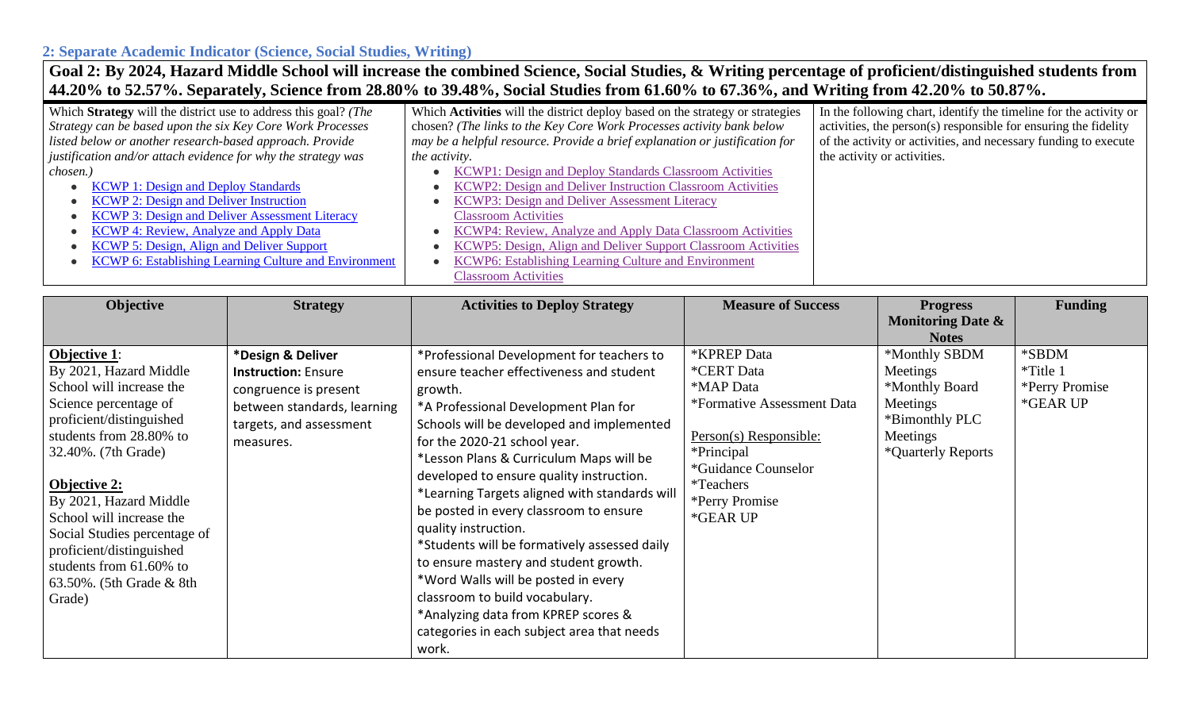## 2: Separate Academic Indicator (Science, Social Studies, Writing)

**Goal 2: By 2024, Hazard Middle School will increase the combined Science, Social Studies, & Writing percentage of proficient/distinguished students from 44.20% to 52.57%. Separately, Science from 28.80% to 39.48%, Social Studies from 61.60% to 67.36%, and Writing from 42.20% to 50.87%.**

| Which **Strategy** will the district use to address this goal? *(The Strategy can be based upon the six Key Core Work Processes listed below or another research-based approach. Provide justification and/or attach evidence for why the strategy was chosen.)* | Which **Activities** will the district deploy based on the strategy or strategies chosen? *(The links to the Key Core Work Processes activity bank below may be a helpful resource. Provide a brief explanation or justification for the activity.* | In the following chart, identify the timeline for the activity or activities, the person(s) responsible for ensuring the fidelity of the activity or activities, and necessary funding to execute the activity or activities. |
|---|---|---|
| • KCWP 1: Design and Deploy Standards<br>• KCWP 2: Design and Deliver Instruction<br>• KCWP 3: Design and Deliver Assessment Literacy<br>• KCWP 4: Review, Analyze and Apply Data<br>• KCWP 5: Design, Align and Deliver Support<br>• KCWP 6: Establishing Learning Culture and Environment | • KCWP1: Design and Deploy Standards Classroom Activities<br>• KCWP2: Design and Deliver Instruction Classroom Activities<br>• KCWP3: Design and Deliver Assessment Literacy Classroom Activities<br>• KCWP4: Review, Analyze and Apply Data Classroom Activities<br>• KCWP5: Design, Align and Deliver Support Classroom Activities<br>• KCWP6: Establishing Learning Culture and Environment Classroom Activities | |

| Objective | Strategy | Activities to Deploy Strategy | Measure of Success | Progress Monitoring Date & Notes | Funding |
|---|---|---|---|---|---|
| **Objective 1**:<br>By 2021, Hazard Middle School will increase the Science percentage of proficient/distinguished students from 28.80% to 32.40%. (7th Grade)<br><br>**Objective 2:**<br>By 2021, Hazard Middle School will increase the Social Studies percentage of proficient/distinguished students from 61.60% to 63.50%. (5th Grade & 8th Grade) | ***Design & Deliver Instruction:** Ensure congruence is present between standards, learning targets, and assessment measures. | *Professional Development for teachers to ensure teacher effectiveness and student growth.<br>*A Professional Development Plan for Schools will be developed and implemented for the 2020-21 school year.<br>*Lesson Plans & Curriculum Maps will be developed to ensure quality instruction.<br>*Learning Targets aligned with standards will be posted in every classroom to ensure quality instruction.<br>*Students will be formatively assessed daily to ensure mastery and student growth.<br>*Word Walls will be posted in every classroom to build vocabulary.<br>*Analyzing data from KPREP scores & categories in each subject area that needs work. | *KPREP Data<br>*CERT Data<br>*MAP Data<br>*Formative Assessment Data<br><br>Person(s) Responsible:<br>*Principal<br>*Guidance Counselor<br>*Teachers<br>*Perry Promise<br>*GEAR UP | *Monthly SBDM Meetings<br>*Monthly Board Meetings<br>*Bimonthly PLC Meetings<br>*Quarterly Reports | *SBDM<br>*Title 1<br>*Perry Promise<br>*GEAR UP |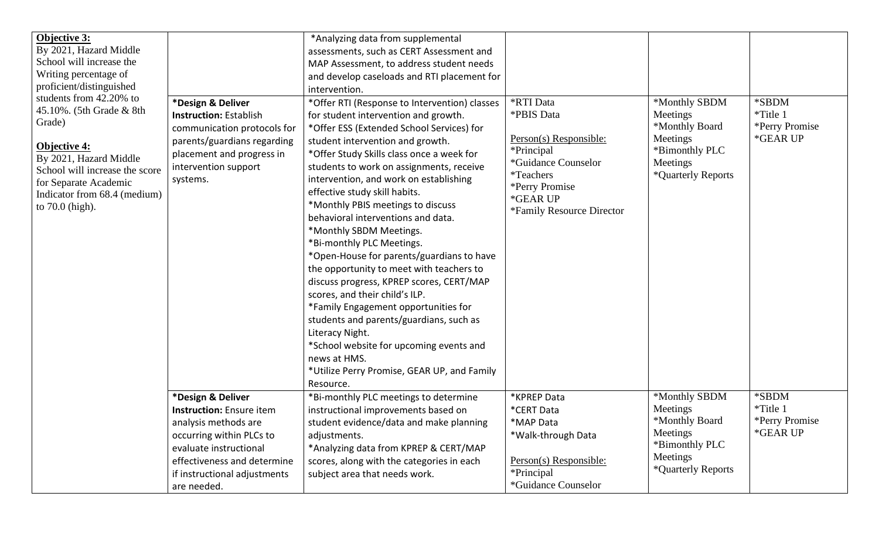| | | | | | |
|---|---|---|---|---|---|
| **Objective 3:**<br>By 2021, Hazard Middle School will increase the Writing percentage of proficient/distinguished students from 42.20% to 45.10%. (5th Grade & 8th Grade)<br><br>**Objective 4:**<br>By 2021, Hazard Middle School will increase the score for Separate Academic Indicator from 68.4 (medium) to 70.0 (high). | | *Analyzing data from supplemental assessments, such as CERT Assessment and MAP Assessment, to address student needs and develop caseloads and RTI placement for intervention. | | | |
| | ***Design & Deliver Instruction:** Establish communication protocols for parents/guardians regarding placement and progress in intervention support systems. | *Offer RTI (Response to Intervention) classes for student intervention and growth.<br>*Offer ESS (Extended School Services) for student intervention and growth.<br>*Offer Study Skills class once a week for students to work on assignments, receive intervention, and work on establishing effective study skill habits.<br>*Monthly PBIS meetings to discuss behavioral interventions and data.<br>*Monthly SBDM Meetings.<br>*Bi-monthly PLC Meetings.<br>*Open-House for parents/guardians to have the opportunity to meet with teachers to discuss progress, KPREP scores, CERT/MAP scores, and their child's ILP.<br>*Family Engagement opportunities for students and parents/guardians, such as Literacy Night.<br>*School website for upcoming events and news at HMS.<br>*Utilize Perry Promise, GEAR UP, and Family Resource. | *RTI Data<br>*PBIS Data<br><br>Person(s) Responsible:<br>*Principal<br>*Guidance Counselor<br>*Teachers<br>*Perry Promise<br>*GEAR UP<br>*Family Resource Director | *Monthly SBDM Meetings<br>*Monthly Board Meetings<br>*Bimonthly PLC Meetings<br>*Quarterly Reports | *SBDM<br>*Title 1<br>*Perry Promise<br>*GEAR UP |
| | ***Design & Deliver Instruction:** Ensure item analysis methods are occurring within PLCs to evaluate instructional effectiveness and determine if instructional adjustments are needed. | *Bi-monthly PLC meetings to determine instructional improvements based on student evidence/data and make planning adjustments.<br>*Analyzing data from KPREP & CERT/MAP scores, along with the categories in each subject area that needs work. | *KPREP Data<br>*CERT Data<br>*MAP Data<br>*Walk-through Data<br><br>Person(s) Responsible:<br>*Principal<br>*Guidance Counselor | *Monthly SBDM Meetings<br>*Monthly Board Meetings<br>*Bimonthly PLC Meetings<br>*Quarterly Reports | *SBDM<br>*Title 1<br>*Perry Promise<br>*GEAR UP |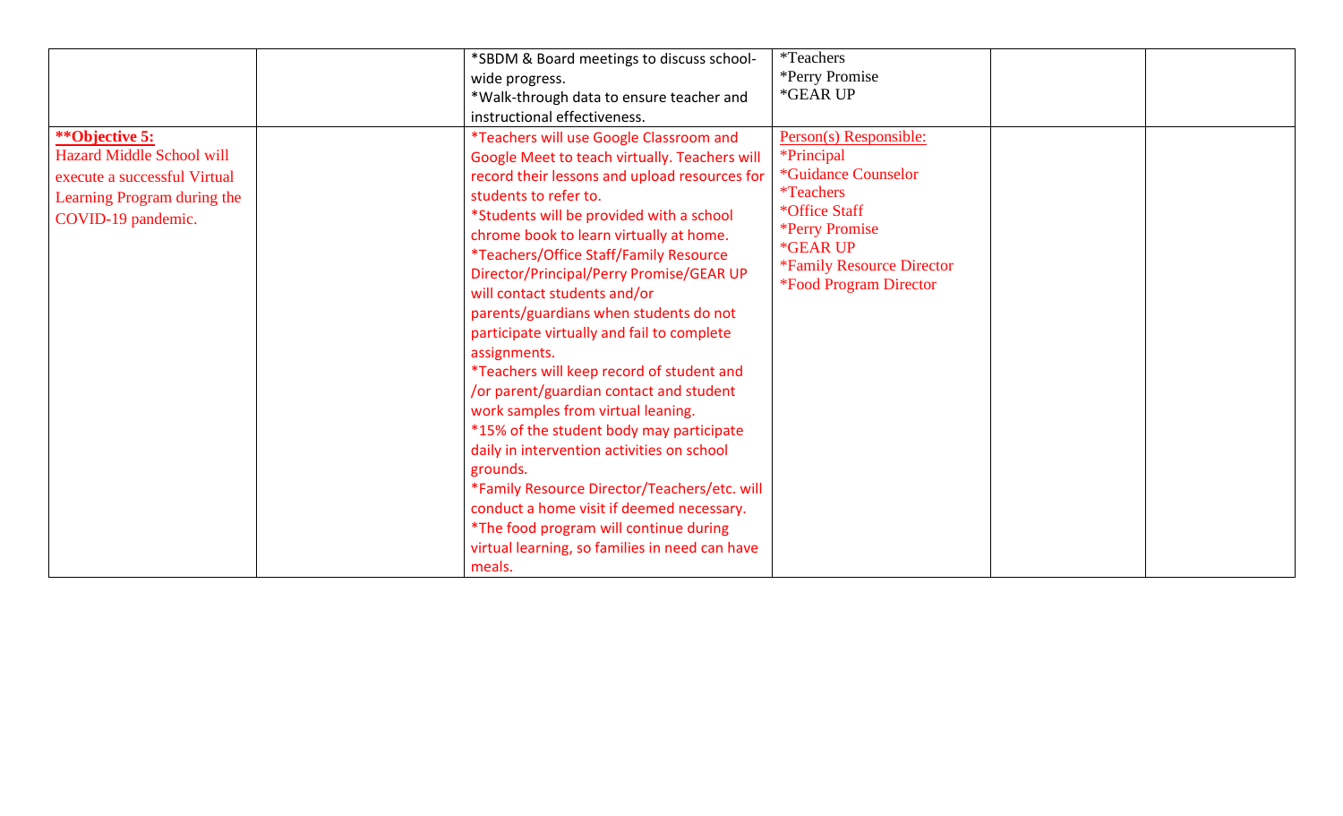|  |  |  |  |  |  |
|---|---|---|---|---|---|
|  |  | *SBDM & Board meetings to discuss school-wide progress.<br>*Walk-through data to ensure teacher and instructional effectiveness. | *Teachers<br>*Perry Promise<br>*GEAR UP |  |  |
| **Objective 5:**<br>Hazard Middle School will execute a successful Virtual Learning Program during the COVID-19 pandemic. |  | *Teachers will use Google Classroom and Google Meet to teach virtually. Teachers will record their lessons and upload resources for students to refer to.<br>*Students will be provided with a school chrome book to learn virtually at home.<br>*Teachers/Office Staff/Family Resource Director/Principal/Perry Promise/GEAR UP will contact students and/or parents/guardians when students do not participate virtually and fail to complete assignments.<br>*Teachers will keep record of student and /or parent/guardian contact and student work samples from virtual leaning.<br>*15% of the student body may participate daily in intervention activities on school grounds.<br>*Family Resource Director/Teachers/etc. will conduct a home visit if deemed necessary.<br>*The food program will continue during virtual learning, so families in need can have meals. | Person(s) Responsible:<br>*Principal<br>*Guidance Counselor<br>*Teachers<br>*Office Staff<br>*Perry Promise<br>*GEAR UP<br>*Family Resource Director<br>*Food Program Director |  |  |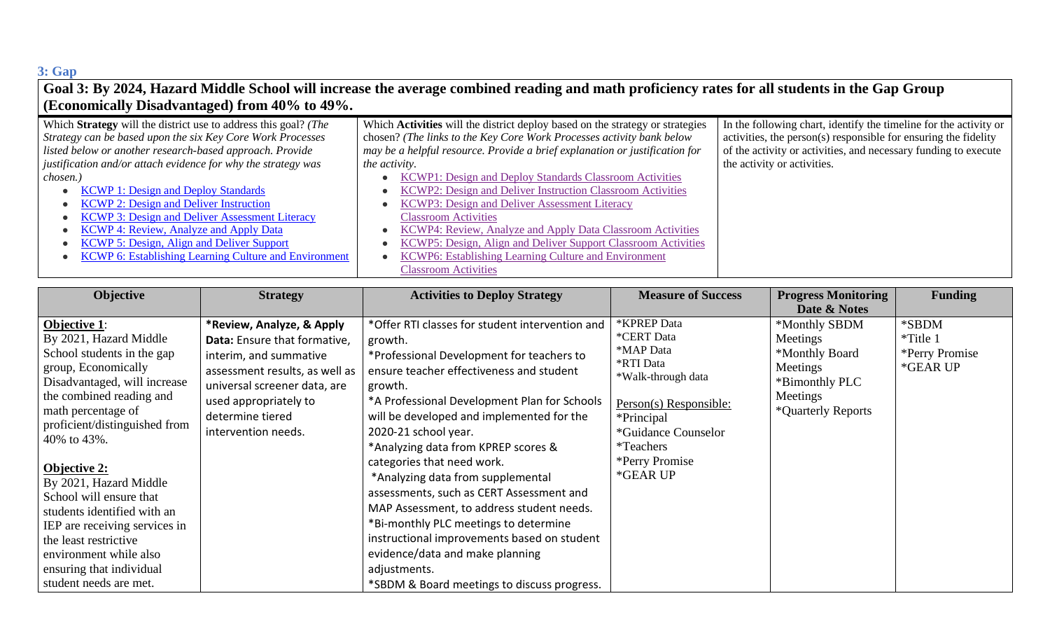## 3: Gap

### Goal 3: By 2024, Hazard Middle School will increase the average combined reading and math proficiency rates for all students in the Gap Group (Economically Disadvantaged) from 40% to 49%.

| Which **Strategy** will the district use to address this goal? *(The Strategy can be based upon the six Key Core Work Processes listed below or another research-based approach. Provide justification and/or attach evidence for why the strategy was chosen.)* | Which **Activities** will the district deploy based on the strategy or strategies chosen? *(The links to the Key Core Work Processes activity bank below may be a helpful resource. Provide a brief explanation or justification for the activity.* | In the following chart, identify the timeline for the activity or activities, the person(s) responsible for ensuring the fidelity of the activity or activities, and necessary funding to execute the activity or activities. |
|---|---|---|
| • KCWP 1: Design and Deploy Standards<br>• KCWP 2: Design and Deliver Instruction<br>• KCWP 3: Design and Deliver Assessment Literacy<br>• KCWP 4: Review, Analyze and Apply Data<br>• KCWP 5: Design, Align and Deliver Support<br>• KCWP 6: Establishing Learning Culture and Environment | • KCWP1: Design and Deploy Standards Classroom Activities<br>• KCWP2: Design and Deliver Instruction Classroom Activities<br>• KCWP3: Design and Deliver Assessment Literacy Classroom Activities<br>• KCWP4: Review, Analyze and Apply Data Classroom Activities<br>• KCWP5: Design, Align and Deliver Support Classroom Activities<br>• KCWP6: Establishing Learning Culture and Environment Classroom Activities | |

| Objective | Strategy | Activities to Deploy Strategy | Measure of Success | Progress Monitoring Date & Notes | Funding |
|---|---|---|---|---|---|
| **Objective 1**:<br>By 2021, Hazard Middle School students in the gap group, Economically Disadvantaged, will increase the combined reading and math percentage of proficient/distinguished from 40% to 43%.<br><br>**Objective 2:**<br>By 2021, Hazard Middle School will ensure that students identified with an IEP are receiving services in the least restrictive environment while also ensuring that individual student needs are met. | **\*Review, Analyze, & Apply Data:** Ensure that formative, interim, and summative assessment results, as well as universal screener data, are used appropriately to determine tiered intervention needs. | *Offer RTI classes for student intervention and growth.<br>*Professional Development for teachers to ensure teacher effectiveness and student growth.<br>*A Professional Development Plan for Schools will be developed and implemented for the 2020-21 school year.<br>*Analyzing data from KPREP scores & categories that need work.<br>*Analyzing data from supplemental assessments, such as CERT Assessment and MAP Assessment, to address student needs.<br>*Bi-monthly PLC meetings to determine instructional improvements based on student evidence/data and make planning adjustments.<br>*SBDM & Board meetings to discuss progress. | *KPREP Data<br>*CERT Data<br>*MAP Data<br>*RTI Data<br>*Walk-through data<br><br>Person(s) Responsible:<br>*Principal<br>*Guidance Counselor<br>*Teachers<br>*Perry Promise<br>*GEAR UP | *Monthly SBDM Meetings<br>*Monthly Board Meetings<br>*Bimonthly PLC Meetings<br>*Quarterly Reports | *SBDM<br>*Title 1<br>*Perry Promise<br>*GEAR UP |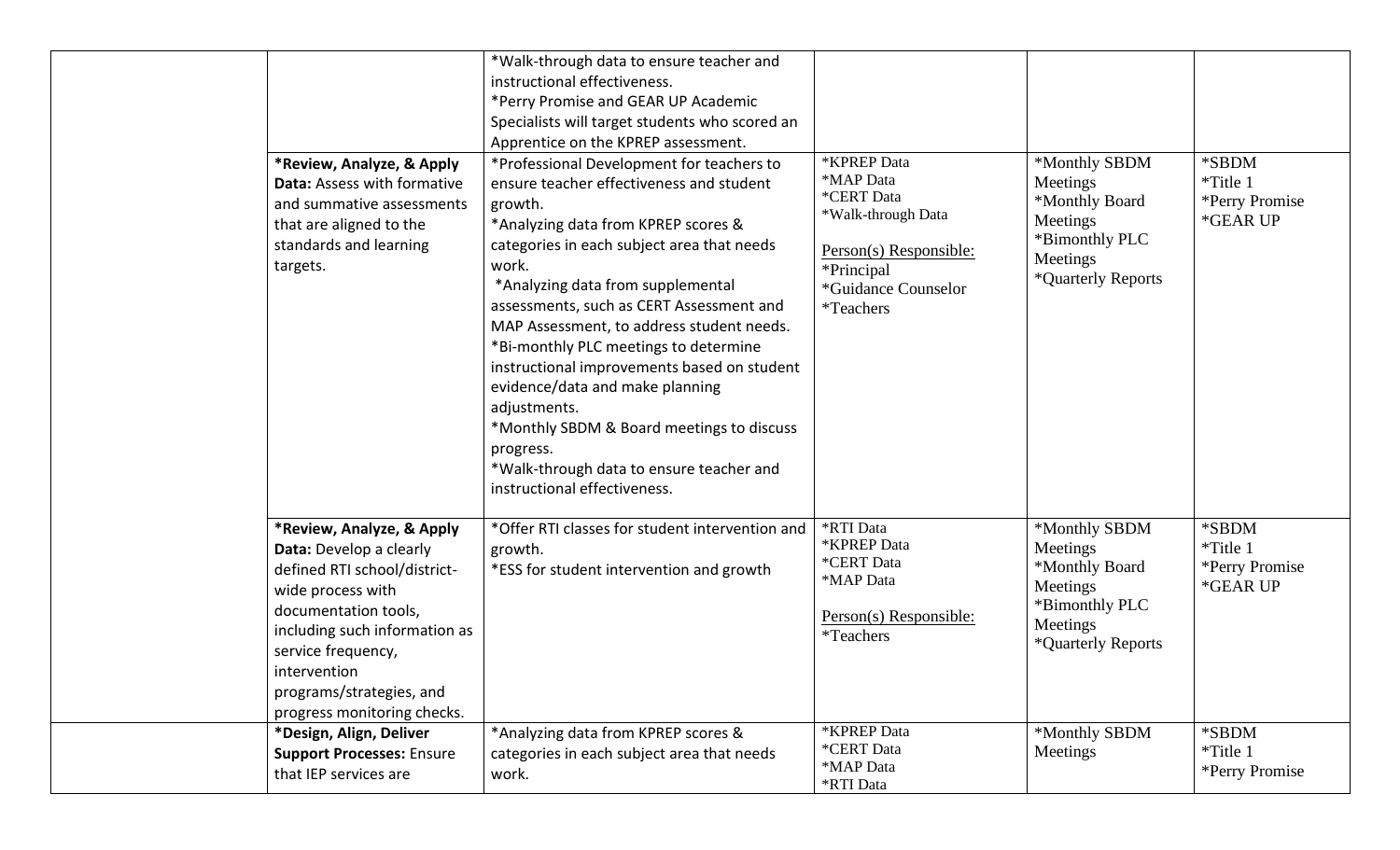| | | | | | |
|---|---|---|---|---|---|
| | | *Walk-through data to ensure teacher and instructional effectiveness.<br>*Perry Promise and GEAR UP Academic Specialists will target students who scored an Apprentice on the KPREP assessment. | | | |
| | ***Review, Analyze, & Apply Data:** Assess with formative and summative assessments that are aligned to the standards and learning targets. | *Professional Development for teachers to ensure teacher effectiveness and student growth.<br>*Analyzing data from KPREP scores & categories in each subject area that needs work.<br>*Analyzing data from supplemental assessments, such as CERT Assessment and MAP Assessment, to address student needs.<br>*Bi-monthly PLC meetings to determine instructional improvements based on student evidence/data and make planning adjustments.<br>*Monthly SBDM & Board meetings to discuss progress.<br>*Walk-through data to ensure teacher and instructional effectiveness. | *KPREP Data<br>*MAP Data<br>*CERT Data<br>*Walk-through Data<br><br>Person(s) Responsible:<br>*Principal<br>*Guidance Counselor<br>*Teachers | *Monthly SBDM Meetings<br>*Monthly Board Meetings<br>*Bimonthly PLC Meetings<br>*Quarterly Reports | *SBDM<br>*Title 1<br>*Perry Promise<br>*GEAR UP |
| | ***Review, Analyze, & Apply Data:** Develop a clearly defined RTI school/district-wide process with documentation tools, including such information as service frequency, intervention programs/strategies, and progress monitoring checks. | *Offer RTI classes for student intervention and growth.<br>*ESS for student intervention and growth | *RTI Data<br>*KPREP Data<br>*CERT Data<br>*MAP Data<br><br>Person(s) Responsible:<br>*Teachers | *Monthly SBDM Meetings<br>*Monthly Board Meetings<br>*Bimonthly PLC Meetings<br>*Quarterly Reports | *SBDM<br>*Title 1<br>*Perry Promise<br>*GEAR UP |
| | ***Design, Align, Deliver Support Processes:** Ensure that IEP services are | *Analyzing data from KPREP scores & categories in each subject area that needs work. | *KPREP Data<br>*CERT Data<br>*MAP Data<br>*RTI Data | *Monthly SBDM Meetings | *SBDM<br>*Title 1<br>*Perry Promise |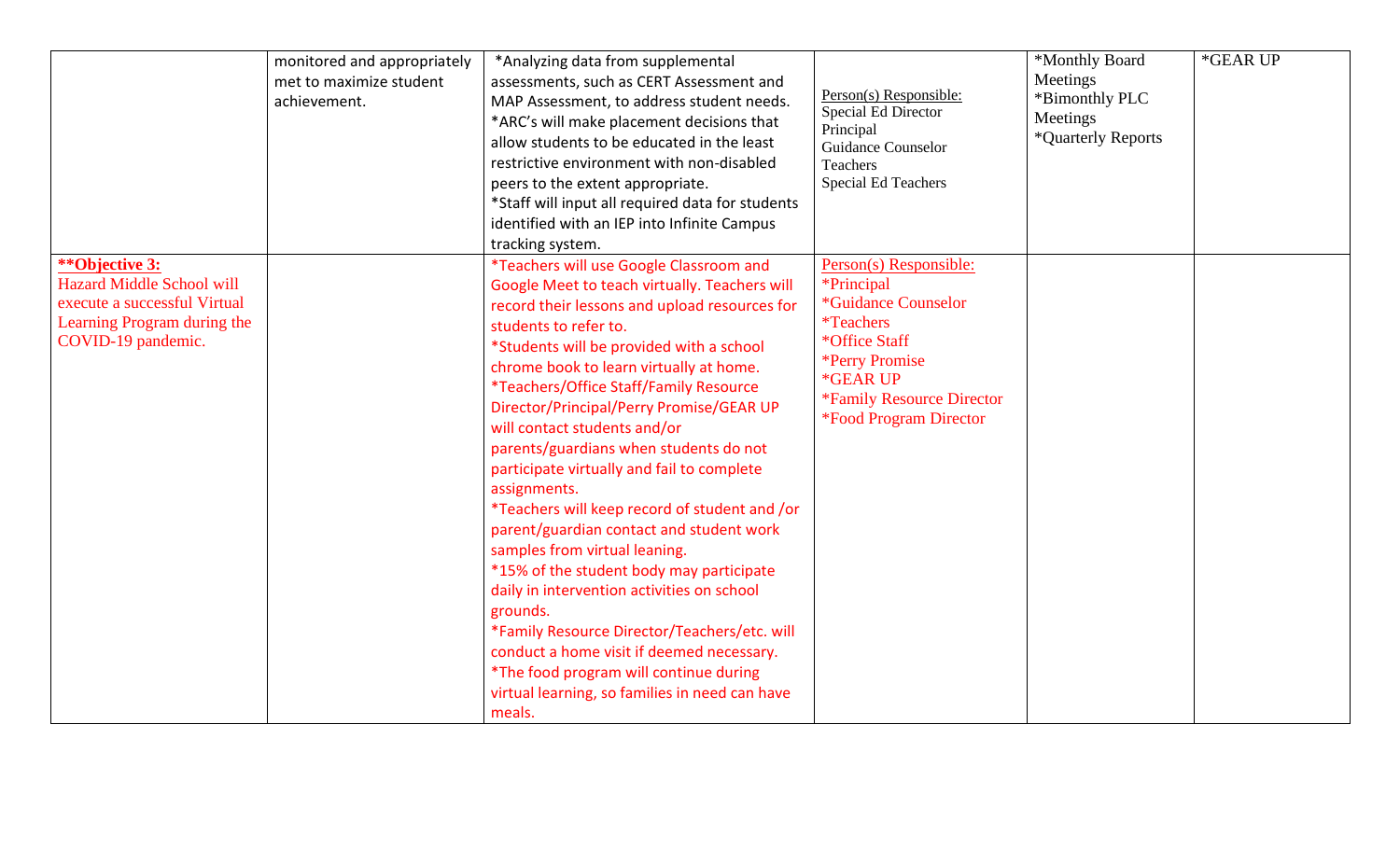| | | | | | |
|---|---|---|---|---|---|
| | monitored and appropriately met to maximize student achievement. | *Analyzing data from supplemental assessments, such as CERT Assessment and MAP Assessment, to address student needs.<br>*ARC's will make placement decisions that allow students to be educated in the least restrictive environment with non-disabled peers to the extent appropriate.<br>*Staff will input all required data for students identified with an IEP into Infinite Campus tracking system. | Person(s) Responsible:<br>Special Ed Director<br>Principal<br>Guidance Counselor<br>Teachers<br>Special Ed Teachers | *Monthly Board Meetings<br>*Bimonthly PLC Meetings<br>*Quarterly Reports | *GEAR UP |
| **Objective 3:**<br>Hazard Middle School will execute a successful Virtual Learning Program during the COVID-19 pandemic. | | *Teachers will use Google Classroom and Google Meet to teach virtually. Teachers will record their lessons and upload resources for students to refer to.<br>*Students will be provided with a school chrome book to learn virtually at home.<br>*Teachers/Office Staff/Family Resource Director/Principal/Perry Promise/GEAR UP will contact students and/or parents/guardians when students do not participate virtually and fail to complete assignments.<br>*Teachers will keep record of student and /or parent/guardian contact and student work samples from virtual leaning.<br>*15% of the student body may participate daily in intervention activities on school grounds.<br>*Family Resource Director/Teachers/etc. will conduct a home visit if deemed necessary.<br>*The food program will continue during virtual learning, so families in need can have meals. | Person(s) Responsible:<br>*Principal<br>*Guidance Counselor<br>*Teachers<br>*Office Staff<br>*Perry Promise<br>*GEAR UP<br>*Family Resource Director<br>*Food Program Director | | |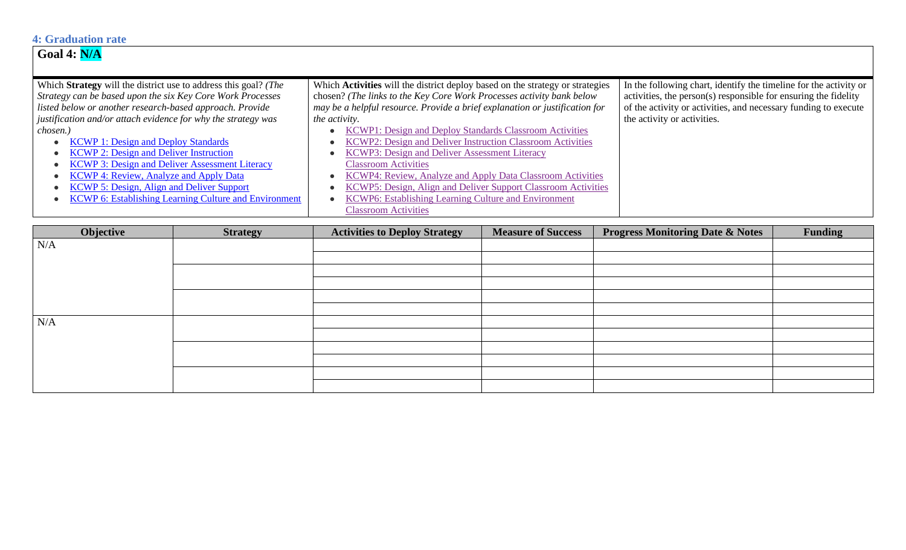### 4: Graduation rate

| Goal 4: **N/A** | | |
|---|---|---|
| Which **Strategy** will the district use to address this goal? *(The Strategy can be based upon the six Key Core Work Processes listed below or another research-based approach. Provide justification and/or attach evidence for why the strategy was chosen.)*<br>• KCWP 1: Design and Deploy Standards<br>• KCWP 2: Design and Deliver Instruction<br>• KCWP 3: Design and Deliver Assessment Literacy<br>• KCWP 4: Review, Analyze and Apply Data<br>• KCWP 5: Design, Align and Deliver Support<br>• KCWP 6: Establishing Learning Culture and Environment | Which **Activities** will the district deploy based on the strategy or strategies chosen? *(The links to the Key Core Work Processes activity bank below may be a helpful resource. Provide a brief explanation or justification for the activity.*<br>• KCWP1: Design and Deploy Standards Classroom Activities<br>• KCWP2: Design and Deliver Instruction Classroom Activities<br>• KCWP3: Design and Deliver Assessment Literacy Classroom Activities<br>• KCWP4: Review, Analyze and Apply Data Classroom Activities<br>• KCWP5: Design, Align and Deliver Support Classroom Activities<br>• KCWP6: Establishing Learning Culture and Environment Classroom Activities | In the following chart, identify the timeline for the activity or activities, the person(s) responsible for ensuring the fidelity of the activity or activities, and necessary funding to execute the activity or activities. |

| Objective | Strategy | Activities to Deploy Strategy | Measure of Success | Progress Monitoring Date & Notes | Funding |
|---|---|---|---|---|---|
| N/A | | | | | |
| | | | | | |
| | | | | | |
| | | | | | |
| | | | | | |
| | | | | | |
| N/A | | | | | |
| | | | | | |
| | | | | | |
| | | | | | |
| | | | | | |
| | | | | | |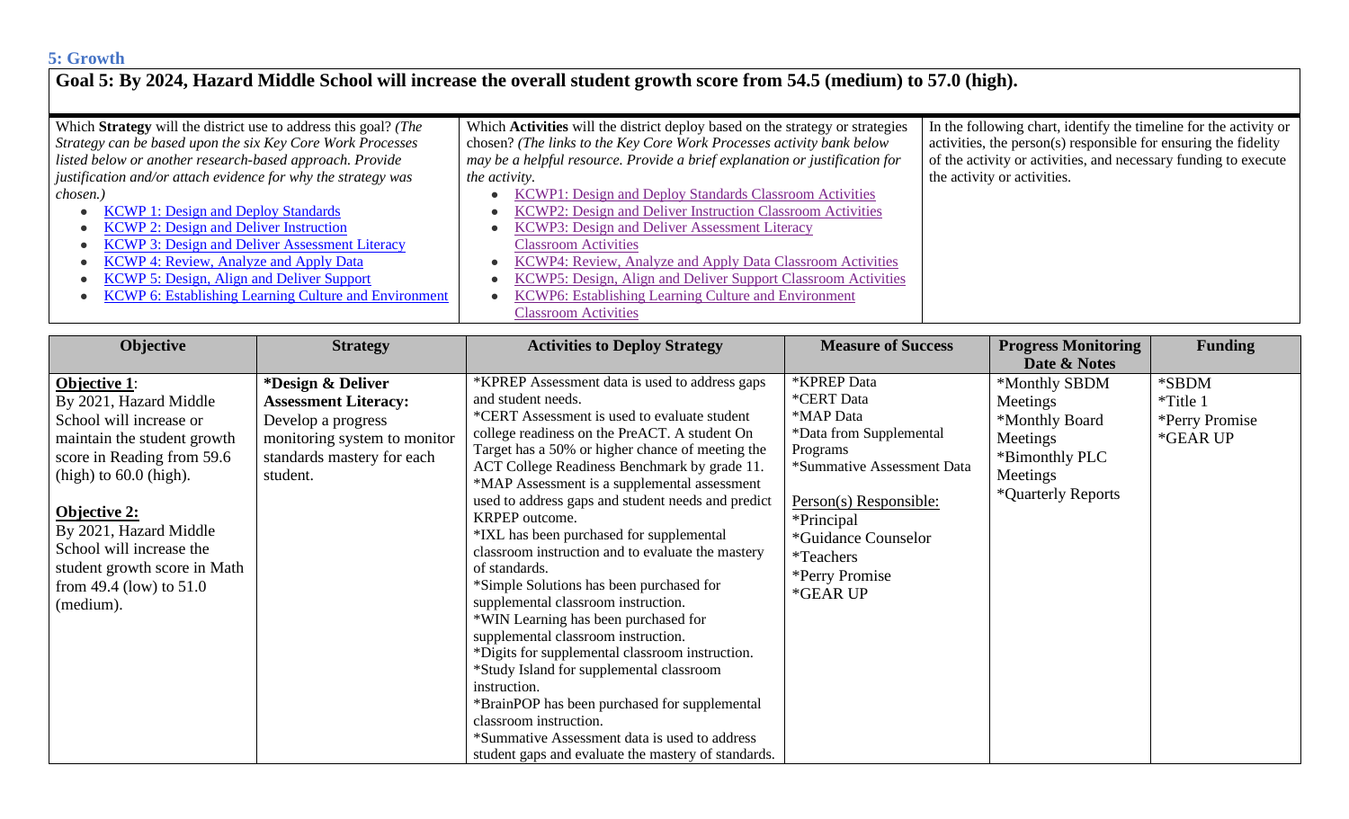## 5: Growth

| Goal 5: By 2024, Hazard Middle School will increase the overall student growth score from 54.5 (medium) to 57.0 (high). | | |
|---|---|---|
| Which **Strategy** will the district use to address this goal? *(The Strategy can be based upon the six Key Core Work Processes listed below or another research-based approach. Provide justification and/or attach evidence for why the strategy was chosen.)*<br>• KCWP 1: Design and Deploy Standards<br>• KCWP 2: Design and Deliver Instruction<br>• KCWP 3: Design and Deliver Assessment Literacy<br>• KCWP 4: Review, Analyze and Apply Data<br>• KCWP 5: Design, Align and Deliver Support<br>• KCWP 6: Establishing Learning Culture and Environment | Which **Activities** will the district deploy based on the strategy or strategies chosen? *(The links to the Key Core Work Processes activity bank below may be a helpful resource. Provide a brief explanation or justification for the activity.*<br>• KCWP1: Design and Deploy Standards Classroom Activities<br>• KCWP2: Design and Deliver Instruction Classroom Activities<br>• KCWP3: Design and Deliver Assessment Literacy Classroom Activities<br>• KCWP4: Review, Analyze and Apply Data Classroom Activities<br>• KCWP5: Design, Align and Deliver Support Classroom Activities<br>• KCWP6: Establishing Learning Culture and Environment Classroom Activities | In the following chart, identify the timeline for the activity or activities, the person(s) responsible for ensuring the fidelity of the activity or activities, and necessary funding to execute the activity or activities. |

| Objective | Strategy | Activities to Deploy Strategy | Measure of Success | Progress Monitoring Date & Notes | Funding |
|---|---|---|---|---|---|
| **Objective 1**:<br>By 2021, Hazard Middle School will increase or maintain the student growth score in Reading from 59.6 (high) to 60.0 (high).<br><br>**Objective 2:**<br>By 2021, Hazard Middle School will increase the student growth score in Math from 49.4 (low) to 51.0 (medium). | ***Design & Deliver Assessment Literacy:**<br>Develop a progress monitoring system to monitor standards mastery for each student. | *KPREP Assessment data is used to address gaps and student needs.<br>*CERT Assessment is used to evaluate student college readiness on the PreACT. A student On Target has a 50% or higher chance of meeting the ACT College Readiness Benchmark by grade 11.<br>*MAP Assessment is a supplemental assessment used to address gaps and student needs and predict KRPEP outcome.<br>*IXL has been purchased for supplemental classroom instruction and to evaluate the mastery of standards.<br>*Simple Solutions has been purchased for supplemental classroom instruction.<br>*WIN Learning has been purchased for supplemental classroom instruction.<br>*Digits for supplemental classroom instruction.<br>*Study Island for supplemental classroom instruction.<br>*BrainPOP has been purchased for supplemental classroom instruction.<br>*Summative Assessment data is used to address student gaps and evaluate the mastery of standards. | *KPREP Data<br>*CERT Data<br>*MAP Data<br>*Data from Supplemental Programs<br>*Summative Assessment Data<br><br>Person(s) Responsible:<br>*Principal<br>*Guidance Counselor<br>*Teachers<br>*Perry Promise<br>*GEAR UP | *Monthly SBDM Meetings<br>*Monthly Board Meetings<br>*Bimonthly PLC Meetings<br>*Quarterly Reports | *SBDM<br>*Title 1<br>*Perry Promise<br>*GEAR UP |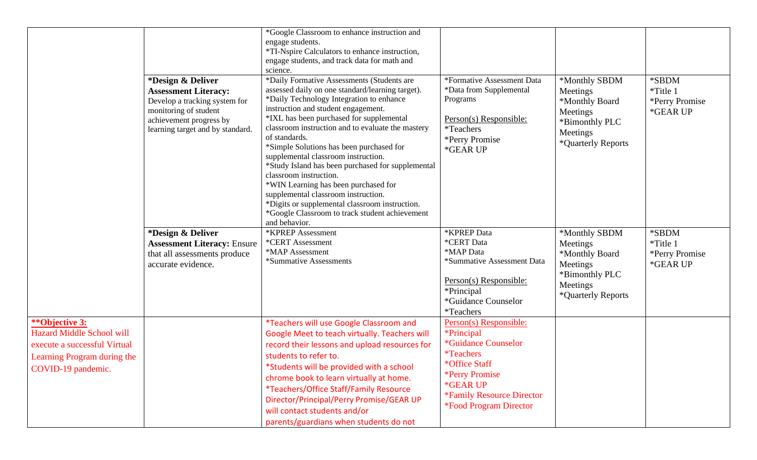| | | | | | |
|---|---|---|---|---|---|
| | | *Google Classroom to enhance instruction and engage students.<br>*TI-Nspire Calculators to enhance instruction, engage students, and track data for math and science. | | | |
| | **\*Design & Deliver Assessment Literacy:** Develop a tracking system for monitoring of student achievement progress by learning target and by standard. | *Daily Formative Assessments (Students are assessed daily on one standard/learning target).<br>*Daily Technology Integration to enhance instruction and student engagement.<br>*IXL has been purchased for supplemental classroom instruction and to evaluate the mastery of standards.<br>*Simple Solutions has been purchased for supplemental classroom instruction.<br>*Study Island has been purchased for supplemental classroom instruction.<br>*WIN Learning has been purchased for supplemental classroom instruction.<br>*Digits or supplemental classroom instruction.<br>*Google Classroom to track student achievement and behavior. | *Formative Assessment Data<br>*Data from Supplemental Programs<br><br>Person(s) Responsible:<br>*Teachers<br>*Perry Promise<br>*GEAR UP | *Monthly SBDM Meetings<br>*Monthly Board Meetings<br>*Bimonthly PLC Meetings<br>*Quarterly Reports | *SBDM<br>*Title 1<br>*Perry Promise<br>*GEAR UP |
| | **\*Design & Deliver Assessment Literacy:** Ensure that all assessments produce accurate evidence. | *KPREP Assessment<br>*CERT Assessment<br>*MAP Assessment<br>*Summative Assessments | *KPREP Data<br>*CERT Data<br>*MAP Data<br>*Summative Assessment Data<br><br>Person(s) Responsible:<br>*Principal<br>*Guidance Counselor<br>*Teachers | *Monthly SBDM Meetings<br>*Monthly Board Meetings<br>*Bimonthly PLC Meetings<br>*Quarterly Reports | *SBDM<br>*Title 1<br>*Perry Promise<br>*GEAR UP |
| **\*\*Objective 3:** Hazard Middle School will execute a successful Virtual Learning Program during the COVID-19 pandemic. | | *Teachers will use Google Classroom and Google Meet to teach virtually. Teachers will record their lessons and upload resources for students to refer to.<br>*Students will be provided with a school chrome book to learn virtually at home.<br>*Teachers/Office Staff/Family Resource Director/Principal/Perry Promise/GEAR UP will contact students and/or parents/guardians when students do not | Person(s) Responsible:<br>*Principal<br>*Guidance Counselor<br>*Teachers<br>*Office Staff<br>*Perry Promise<br>*GEAR UP<br>*Family Resource Director<br>*Food Program Director | | |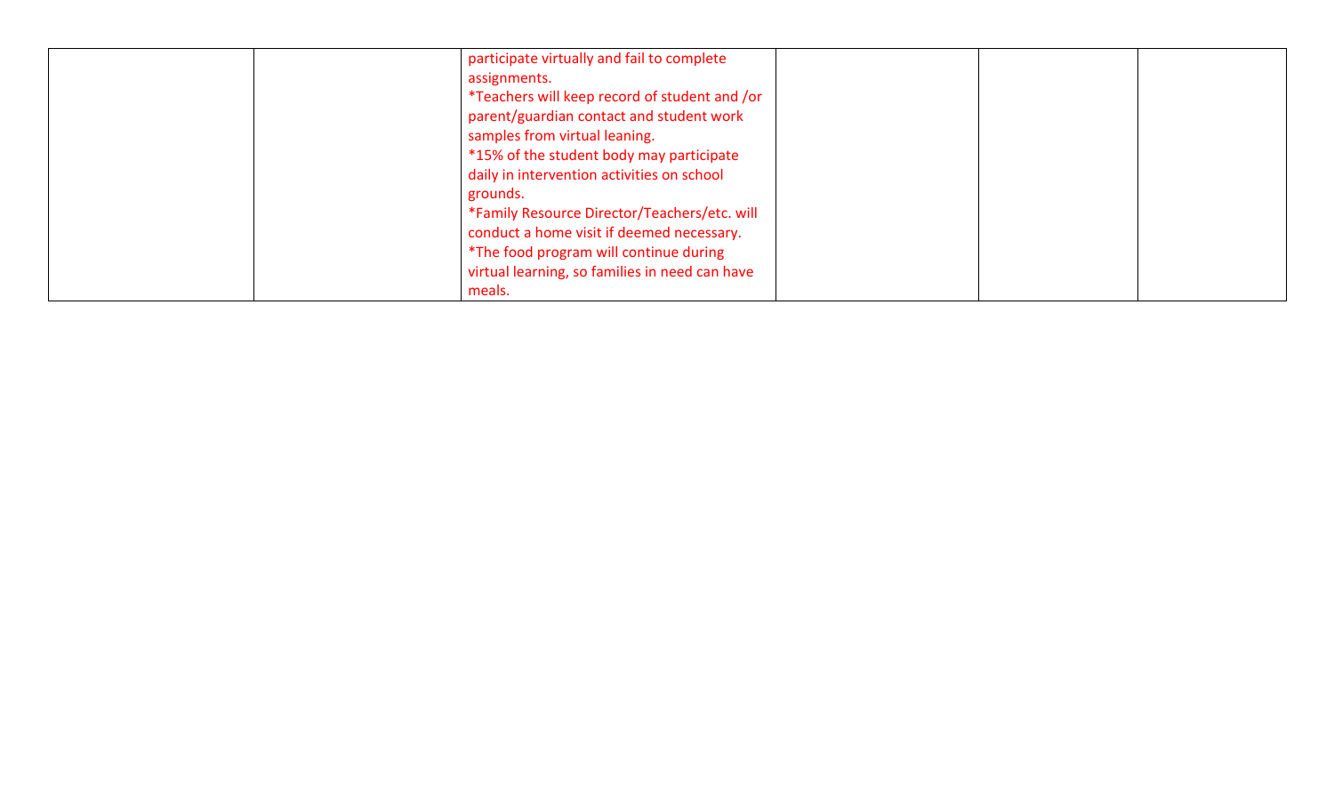|  |  |  |  |  |  |
|---|---|---|---|---|---|
|  |  | participate virtually and fail to complete assignments.<br>*Teachers will keep record of student and /or parent/guardian contact and student work samples from virtual leaning.<br>*15% of the student body may participate daily in intervention activities on school grounds.<br>*Family Resource Director/Teachers/etc. will conduct a home visit if deemed necessary.<br>*The food program will continue during virtual learning, so families in need can have meals. |  |  |  |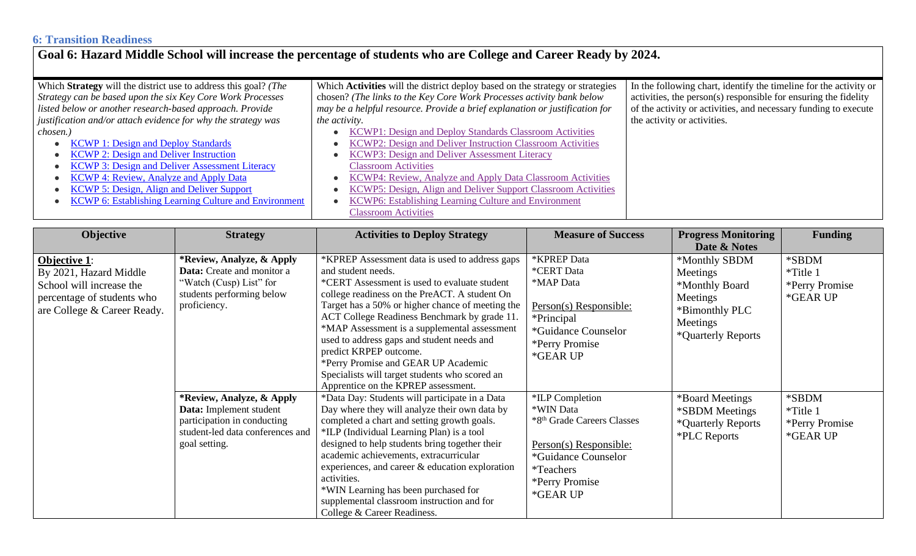## 6: Transition Readiness

**Goal 6: Hazard Middle School will increase the percentage of students who are College and Career Ready by 2024.**

| Which **Strategy** will the district use to address this goal? *(The Strategy can be based upon the six Key Core Work Processes listed below or another research-based approach. Provide justification and/or attach evidence for why the strategy was chosen.)* | Which **Activities** will the district deploy based on the strategy or strategies chosen? *(The links to the Key Core Work Processes activity bank below may be a helpful resource. Provide a brief explanation or justification for the activity.* | In the following chart, identify the timeline for the activity or activities, the person(s) responsible for ensuring the fidelity of the activity or activities, and necessary funding to execute the activity or activities. |
|---|---|---|
| • KCWP 1: Design and Deploy Standards<br>• KCWP 2: Design and Deliver Instruction<br>• KCWP 3: Design and Deliver Assessment Literacy<br>• KCWP 4: Review, Analyze and Apply Data<br>• KCWP 5: Design, Align and Deliver Support<br>• KCWP 6: Establishing Learning Culture and Environment | • KCWP1: Design and Deploy Standards Classroom Activities<br>• KCWP2: Design and Deliver Instruction Classroom Activities<br>• KCWP3: Design and Deliver Assessment Literacy Classroom Activities<br>• KCWP4: Review, Analyze and Apply Data Classroom Activities<br>• KCWP5: Design, Align and Deliver Support Classroom Activities<br>• KCWP6: Establishing Learning Culture and Environment Classroom Activities | |

| Objective | Strategy | Activities to Deploy Strategy | Measure of Success | Progress Monitoring Date & Notes | Funding |
|---|---|---|---|---|---|
| **Objective 1**:<br>By 2021, Hazard Middle School will increase the percentage of students who are College & Career Ready. | ***Review, Analyze, & Apply Data:** Create and monitor a "Watch (Cusp) List" for students performing below proficiency. | *KPREP Assessment data is used to address gaps and student needs.<br>*CERT Assessment is used to evaluate student college readiness on the PreACT. A student On Target has a 50% or higher chance of meeting the ACT College Readiness Benchmark by grade 11.<br>*MAP Assessment is a supplemental assessment used to address gaps and student needs and predict KRPEP outcome.<br>*Perry Promise and GEAR UP Academic Specialists will target students who scored an Apprentice on the KPREP assessment. | *KPREP Data<br>*CERT Data<br>*MAP Data<br><br>Person(s) Responsible:<br>*Principal<br>*Guidance Counselor<br>*Perry Promise<br>*GEAR UP | *Monthly SBDM Meetings<br>*Monthly Board Meetings<br>*Bimonthly PLC Meetings<br>*Quarterly Reports | *SBDM<br>*Title 1<br>*Perry Promise<br>*GEAR UP |
| | ***Review, Analyze, & Apply Data:** Implement student participation in conducting student-led data conferences and goal setting. | *Data Day: Students will participate in a Data Day where they will analyze their own data by completed a chart and setting growth goals.<br>*ILP (Individual Learning Plan) is a tool designed to help students bring together their academic achievements, extracurricular experiences, and career & education exploration activities.<br>*WIN Learning has been purchased for supplemental classroom instruction and for College & Career Readiness. | *ILP Completion<br>*WIN Data<br>*8th Grade Careers Classes<br><br>Person(s) Responsible:<br>*Guidance Counselor<br>*Teachers<br>*Perry Promise<br>*GEAR UP | *Board Meetings<br>*SBDM Meetings<br>*Quarterly Reports<br>*PLC Reports | *SBDM<br>*Title 1<br>*Perry Promise<br>*GEAR UP |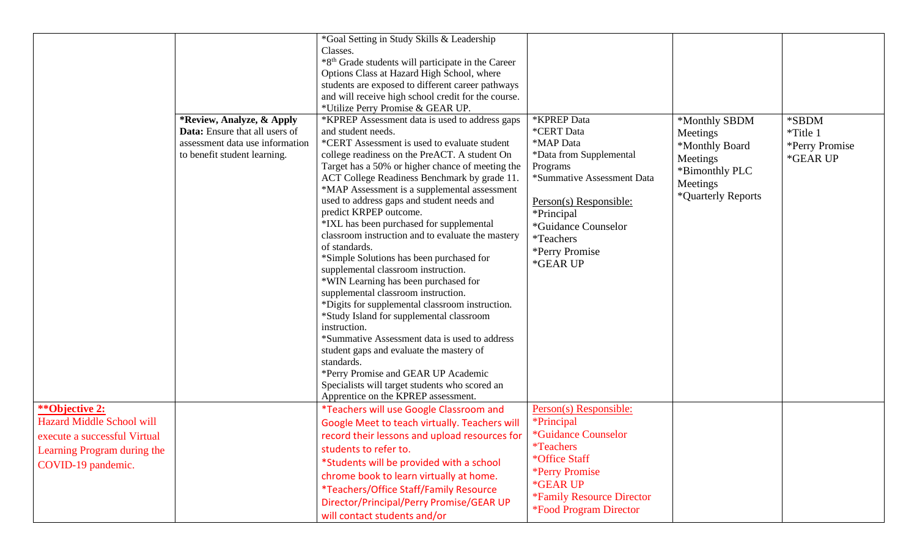| | | | | | |
|---|---|---|---|---|---|
| | | *Goal Setting in Study Skills & Leadership Classes.<br>*8th Grade students will participate in the Career Options Class at Hazard High School, where students are exposed to different career pathways and will receive high school credit for the course.<br>*Utilize Perry Promise & GEAR UP. | | | |
| | **\*Review, Analyze, & Apply Data:** Ensure that all users of assessment data use information to benefit student learning. | *KPREP Assessment data is used to address gaps and student needs.<br>*CERT Assessment is used to evaluate student college readiness on the PreACT. A student On Target has a 50% or higher chance of meeting the ACT College Readiness Benchmark by grade 11.<br>*MAP Assessment is a supplemental assessment used to address gaps and student needs and predict KRPEP outcome.<br>*IXL has been purchased for supplemental classroom instruction and to evaluate the mastery of standards.<br>*Simple Solutions has been purchased for supplemental classroom instruction.<br>*WIN Learning has been purchased for supplemental classroom instruction.<br>*Digits for supplemental classroom instruction.<br>*Study Island for supplemental classroom instruction.<br>*Summative Assessment data is used to address student gaps and evaluate the mastery of standards.<br>*Perry Promise and GEAR UP Academic Specialists will target students who scored an Apprentice on the KPREP assessment. | *KPREP Data<br>*CERT Data<br>*MAP Data<br>*Data from Supplemental Programs<br>*Summative Assessment Data<br><br>Person(s) Responsible:<br>*Principal<br>*Guidance Counselor<br>*Teachers<br>*Perry Promise<br>*GEAR UP | *Monthly SBDM Meetings<br>*Monthly Board Meetings<br>*Bimonthly PLC Meetings<br>*Quarterly Reports | *SBDM<br>*Title 1<br>*Perry Promise<br>*GEAR UP |
| **\*\*Objective 2:**<br>Hazard Middle School will execute a successful Virtual Learning Program during the COVID-19 pandemic. | | *Teachers will use Google Classroom and Google Meet to teach virtually. Teachers will record their lessons and upload resources for students to refer to.<br>*Students will be provided with a school chrome book to learn virtually at home.<br>*Teachers/Office Staff/Family Resource Director/Principal/Perry Promise/GEAR UP will contact students and/or | Person(s) Responsible:<br>*Principal<br>*Guidance Counselor<br>*Teachers<br>*Office Staff<br>*Perry Promise<br>*GEAR UP<br>*Family Resource Director<br>*Food Program Director | | |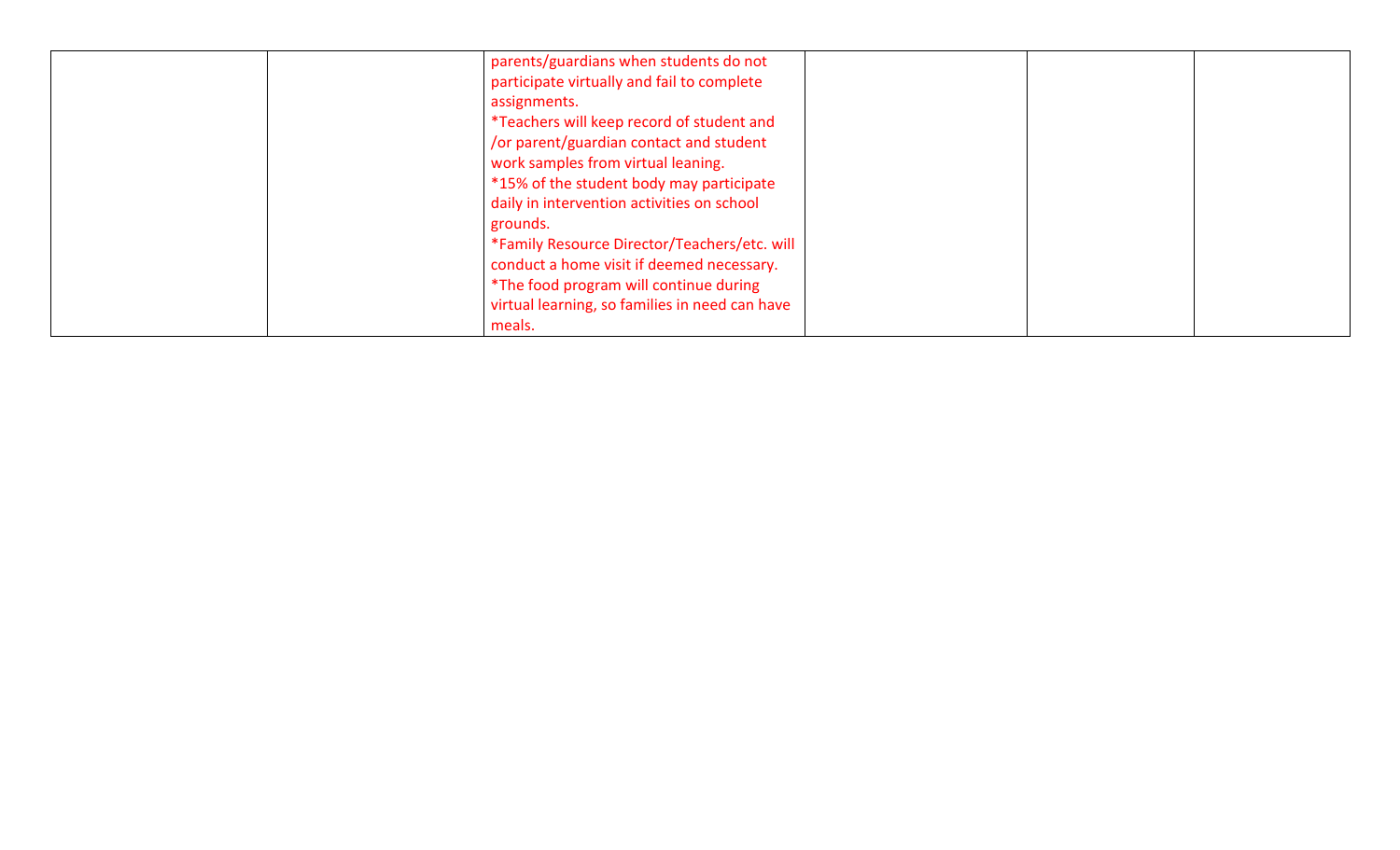|  |  |  |  |  |  |
|---|---|---|---|---|---|
|  |  | parents/guardians when students do not participate virtually and fail to complete assignments.<br>*Teachers will keep record of student and /or parent/guardian contact and student work samples from virtual leaning.<br>*15% of the student body may participate daily in intervention activities on school grounds.<br>*Family Resource Director/Teachers/etc. will conduct a home visit if deemed necessary.<br>*The food program will continue during virtual learning, so families in need can have meals. |  |  |  |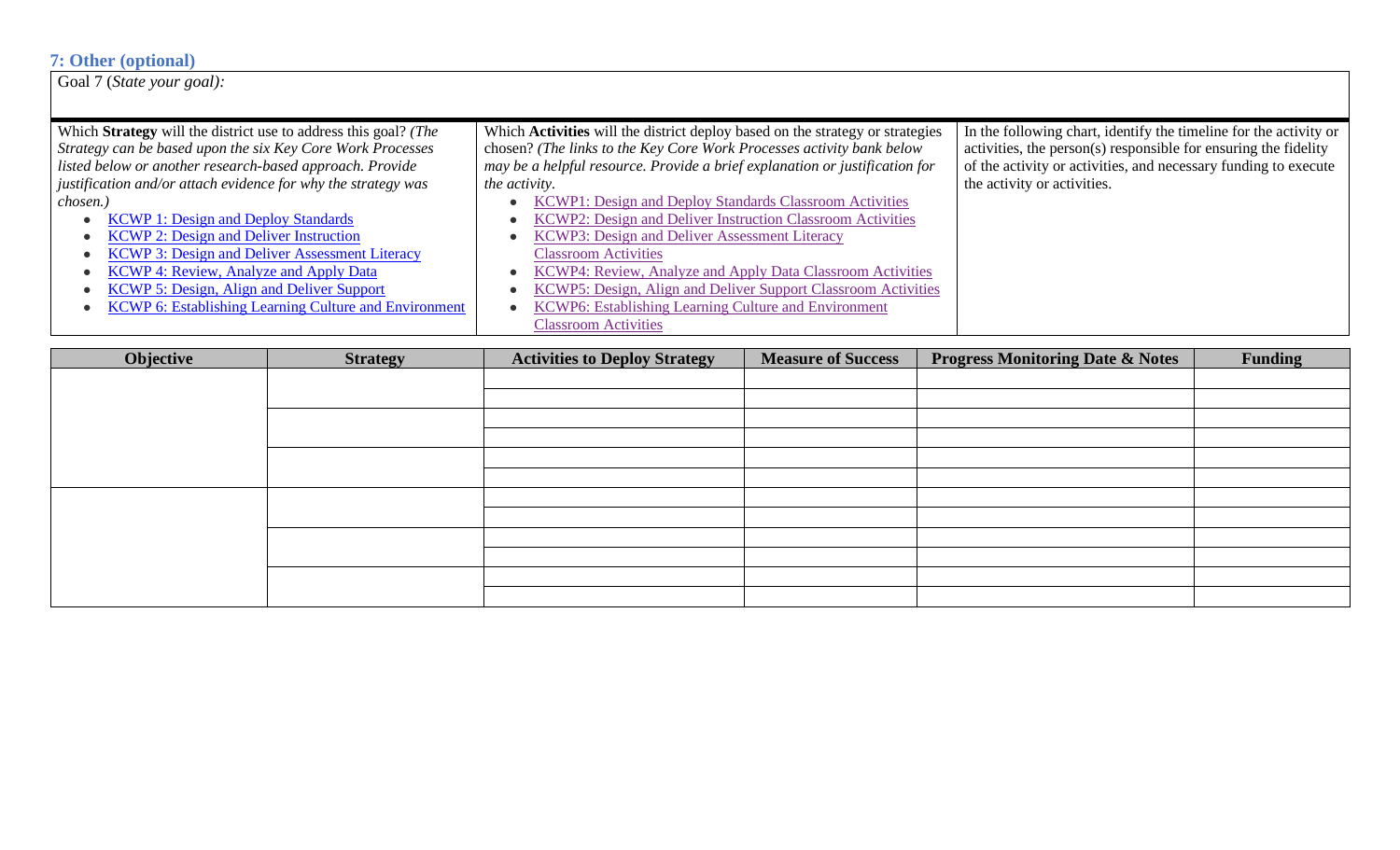## 7: Other (optional)

| Goal 7 (*State your goal):* | | |
|---|---|---|
| Which **Strategy** will the district use to address this goal? *(The Strategy can be based upon the six Key Core Work Processes listed below or another research-based approach. Provide justification and/or attach evidence for why the strategy was chosen.)*<br>• KCWP 1: Design and Deploy Standards<br>• KCWP 2: Design and Deliver Instruction<br>• KCWP 3: Design and Deliver Assessment Literacy<br>• KCWP 4: Review, Analyze and Apply Data<br>• KCWP 5: Design, Align and Deliver Support<br>• KCWP 6: Establishing Learning Culture and Environment | Which **Activities** will the district deploy based on the strategy or strategies chosen? *(The links to the Key Core Work Processes activity bank below may be a helpful resource. Provide a brief explanation or justification for the activity.*<br>• KCWP1: Design and Deploy Standards Classroom Activities<br>• KCWP2: Design and Deliver Instruction Classroom Activities<br>• KCWP3: Design and Deliver Assessment Literacy Classroom Activities<br>• KCWP4: Review, Analyze and Apply Data Classroom Activities<br>• KCWP5: Design, Align and Deliver Support Classroom Activities<br>• KCWP6: Establishing Learning Culture and Environment Classroom Activities | In the following chart, identify the timeline for the activity or activities, the person(s) responsible for ensuring the fidelity of the activity or activities, and necessary funding to execute the activity or activities. |

| Objective | Strategy | Activities to Deploy Strategy | Measure of Success | Progress Monitoring Date & Notes | Funding |
|---|---|---|---|---|---|
| | | | | | |
| | | | | | |
| | | | | | |
| | | | | | |
| | | | | | |
| | | | | | |
| | | | | | |
| | | | | | |
| | | | | | |
| | | | | | |
| | | | | | |
| | | | | | |